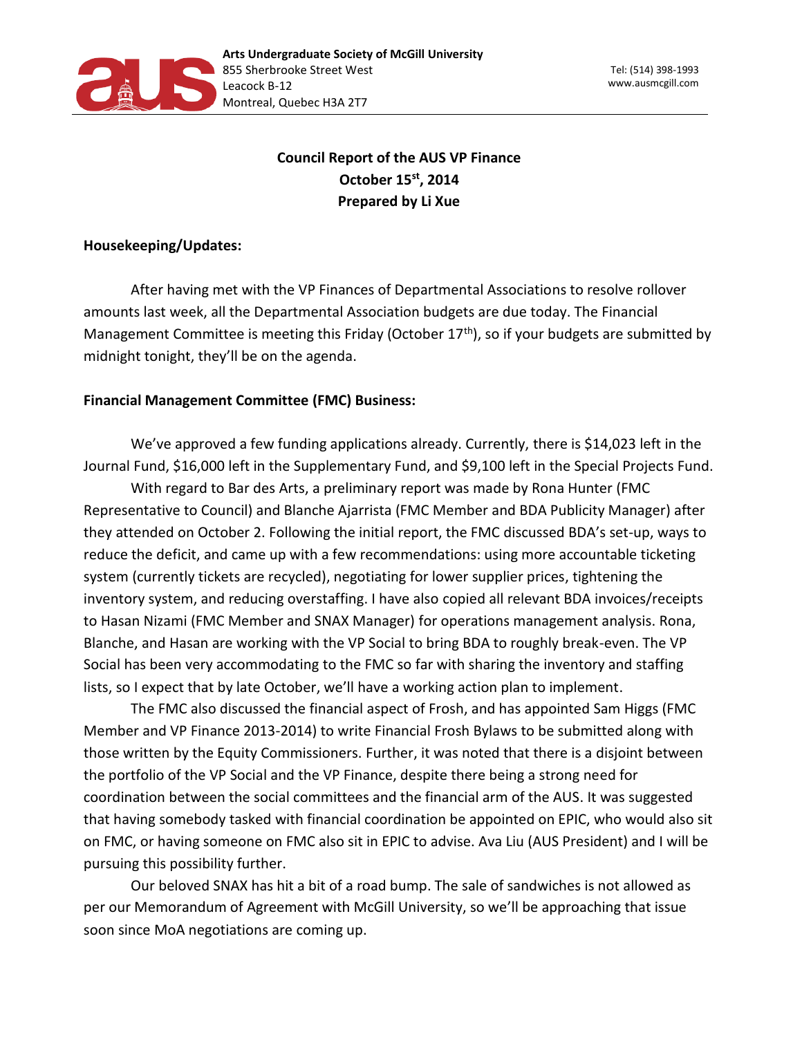Arts Undergraduate Society of McGill University
855 Sherbrooke Street West
Leacock B-12
Montreal, Quebec H3A 2T7

Tel: (514) 398-1993
www.ausmcgill.com

**Council Report of the AUS VP Finance**
**October 15st, 2014**
**Prepared by Li Xue**

**Housekeeping/Updates:**

After having met with the VP Finances of Departmental Associations to resolve rollover amounts last week, all the Departmental Association budgets are due today. The Financial Management Committee is meeting this Friday (October 17th), so if your budgets are submitted by midnight tonight, they'll be on the agenda.

**Financial Management Committee (FMC) Business:**

We've approved a few funding applications already. Currently, there is $14,023 left in the Journal Fund, $16,000 left in the Supplementary Fund, and $9,100 left in the Special Projects Fund.

With regard to Bar des Arts, a preliminary report was made by Rona Hunter (FMC Representative to Council) and Blanche Ajarrista (FMC Member and BDA Publicity Manager) after they attended on October 2. Following the initial report, the FMC discussed BDA's set-up, ways to reduce the deficit, and came up with a few recommendations: using more accountable ticketing system (currently tickets are recycled), negotiating for lower supplier prices, tightening the inventory system, and reducing overstaffing. I have also copied all relevant BDA invoices/receipts to Hasan Nizami (FMC Member and SNAX Manager) for operations management analysis. Rona, Blanche, and Hasan are working with the VP Social to bring BDA to roughly break-even. The VP Social has been very accommodating to the FMC so far with sharing the inventory and staffing lists, so I expect that by late October, we'll have a working action plan to implement.

The FMC also discussed the financial aspect of Frosh, and has appointed Sam Higgs (FMC Member and VP Finance 2013-2014) to write Financial Frosh Bylaws to be submitted along with those written by the Equity Commissioners. Further, it was noted that there is a disjoint between the portfolio of the VP Social and the VP Finance, despite there being a strong need for coordination between the social committees and the financial arm of the AUS. It was suggested that having somebody tasked with financial coordination be appointed on EPIC, who would also sit on FMC, or having someone on FMC also sit in EPIC to advise. Ava Liu (AUS President) and I will be pursuing this possibility further.

Our beloved SNAX has hit a bit of a road bump. The sale of sandwiches is not allowed as per our Memorandum of Agreement with McGill University, so we'll be approaching that issue soon since MoA negotiations are coming up.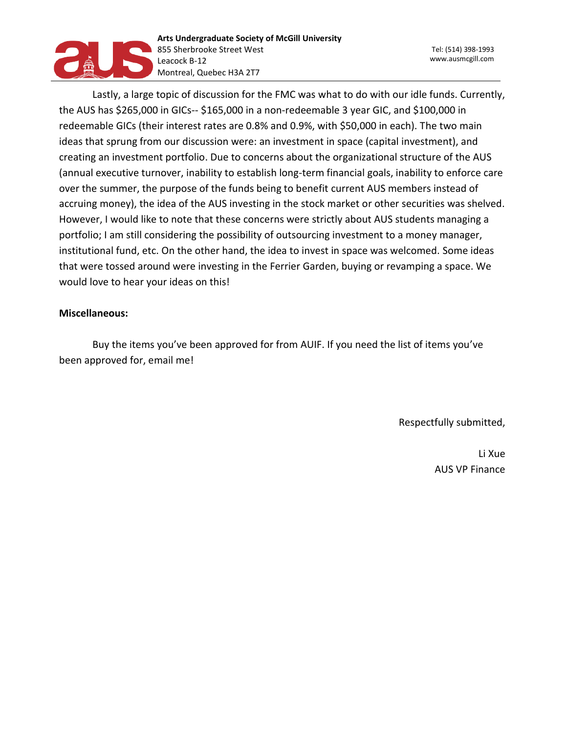Lastly, a large topic of discussion for the FMC was what to do with our idle funds. Currently, the AUS has $265,000 in GICs-- $165,000 in a non-redeemable 3 year GIC, and $100,000 in redeemable GICs (their interest rates are 0.8% and 0.9%, with $50,000 in each). The two main ideas that sprung from our discussion were: an investment in space (capital investment), and creating an investment portfolio. Due to concerns about the organizational structure of the AUS (annual executive turnover, inability to establish long-term financial goals, inability to enforce care over the summer, the purpose of the funds being to benefit current AUS members instead of accruing money), the idea of the AUS investing in the stock market or other securities was shelved. However, I would like to note that these concerns were strictly about AUS students managing a portfolio; I am still considering the possibility of outsourcing investment to a money manager, institutional fund, etc. On the other hand, the idea to invest in space was welcomed. Some ideas that were tossed around were investing in the Ferrier Garden, buying or revamping a space. We would love to hear your ideas on this!

**Miscellaneous:**

Buy the items you've been approved for from AUIF. If you need the list of items you've been approved for, email me!

Respectfully submitted,

Li Xue
AUS VP Finance